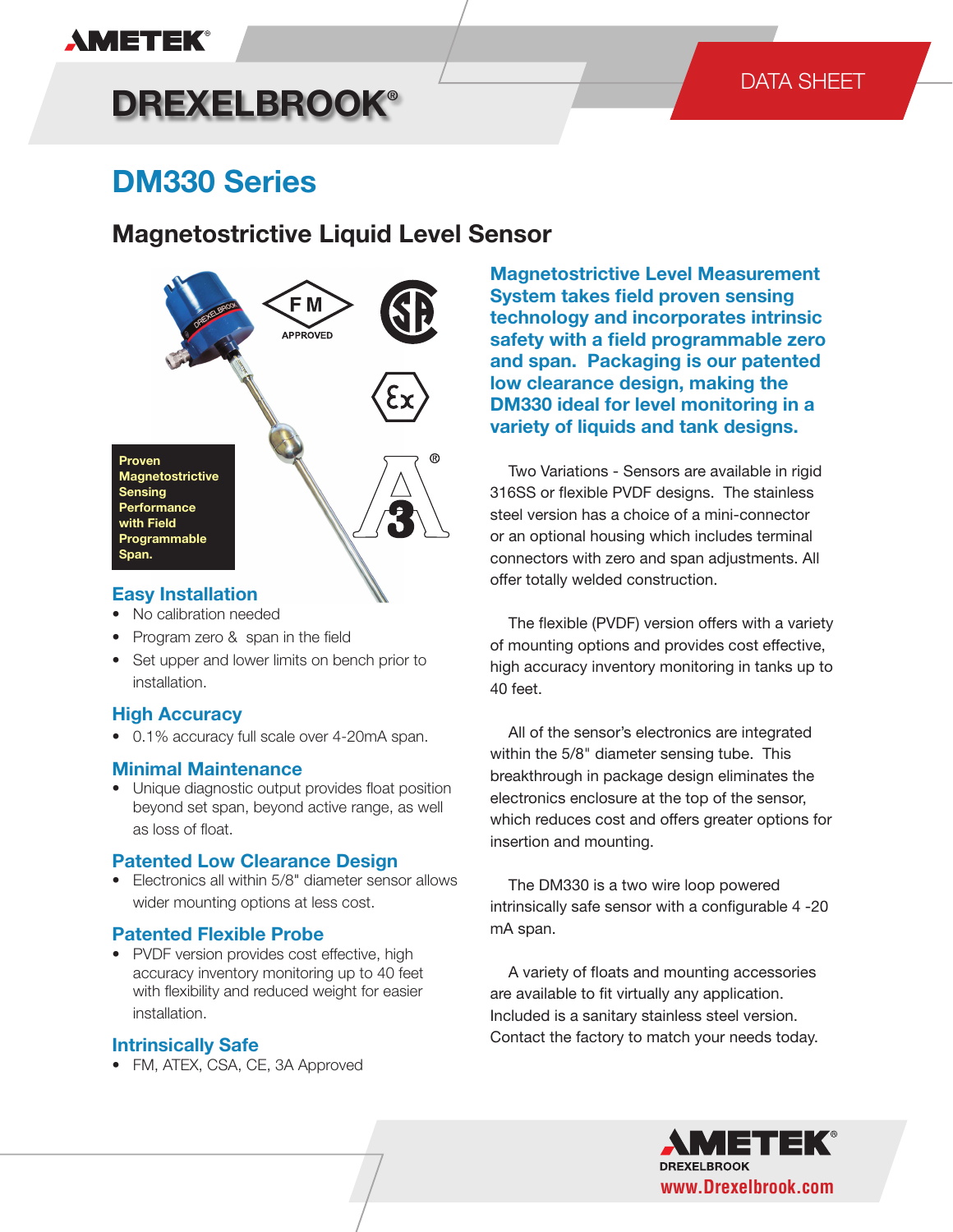# DM330 Series

## Magnetostrictive Liquid Level Sensor

**Proven Magnetostrictive Sensing Performance with Field Programmable Span.**

### Easy Installation

- No calibration needed
- Program zero & span in the field
- Set upper and lower limits on bench prior to installation.

### High Accuracy

- 0.1% accuracy full scale over 4-20mA span.

### Minimal Maintenance

- Unique diagnostic output provides float position beyond set span, beyond active range, as well as loss of float.

### Patented Low Clearance Design

- Electronics all within 5/8" diameter sensor allows wider mounting options at less cost.

### Patented Flexible Probe

- PVDF version provides cost effective, high accuracy inventory monitoring up to 40 feet with flexibility and reduced weight for easier installation.

### Intrinsically Safe

- FM, ATEX, CSA, CE, 3A Approved

**Magnetostrictive Level Measurement System takes field proven sensing technology and incorporates intrinsic safety with a field programmable zero and span. Packaging is our patented low clearance design, making the DM330 ideal for level monitoring in a variety of liquids and tank designs.**

Two Variations - Sensors are available in rigid 316SS or flexible PVDF designs. The stainless steel version has a choice of a mini-connector or an optional housing which includes terminal connectors with zero and span adjustments. All offer totally welded construction.

The flexible (PVDF) version offers with a variety of mounting options and provides cost effective, high accuracy inventory monitoring in tanks up to 40 feet.

All of the sensor's electronics are integrated within the 5/8" diameter sensing tube. This breakthrough in package design eliminates the electronics enclosure at the top of the sensor, which reduces cost and offers greater options for insertion and mounting.

The DM330 is a two wire loop powered intrinsically safe sensor with a configurable 4 -20 mA span.

A variety of floats and mounting accessories are available to fit virtually any application. Included is a sanitary stainless steel version. Contact the factory to match your needs today.

AMETEK DREXELBROOK
www.Drexelbrook.com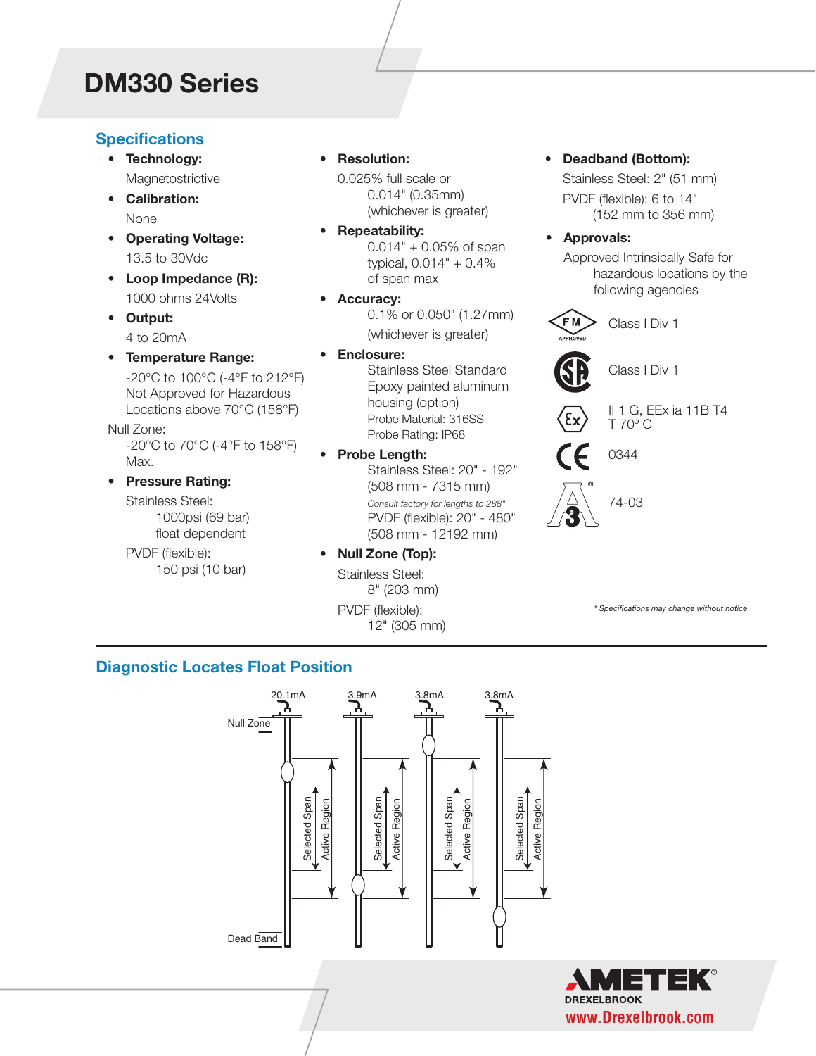# DM330 Series

## Specifications

- **Technology:**
  Magnetostrictive
- **Calibration:**
  None
- **Operating Voltage:**
  13.5 to 30Vdc
- **Loop Impedance (R):**
  1000 ohms 24Volts
- **Output:**
  4 to 20mA
- **Temperature Range:**
  -20°C to 100°C (-4°F to 212°F)
  Not Approved for Hazardous Locations above 70°C (158°F)

  Null Zone:
  -20°C to 70°C (-4°F to 158°F) Max.
- **Pressure Rating:**
  Stainless Steel:
  1000psi (69 bar) float dependent

  PVDF (flexible):
  150 psi (10 bar)
- **Resolution:**
  0.025% full scale or 0.014" (0.35mm) (whichever is greater)
- **Repeatability:**
  0.014" + 0.05% of span typical, 0.014" + 0.4% of span max
- **Accuracy:**
  0.1% or 0.050" (1.27mm) (whichever is greater)
- **Enclosure:**
  Stainless Steel Standard
  Epoxy painted aluminum housing (option)
  Probe Material: 316SS
  Probe Rating: IP68
- **Probe Length:**
  Stainless Steel: 20" - 192" (508 mm - 7315 mm)
  *Consult factory for lengths to 288"*
  PVDF (flexible): 20" - 480" (508 mm - 12192 mm)
- **Null Zone (Top):**
  Stainless Steel:
  8" (203 mm)

  PVDF (flexible):
  12" (305 mm)
- **Deadband (Bottom):**
  Stainless Steel: 2" (51 mm)
  PVDF (flexible): 6 to 14" (152 mm to 356 mm)
- **Approvals:**
  Approved Intrinsically Safe for hazardous locations by the following agencies

  FM APPROVED: Class I Div 1

  CSA: Class I Div 1

  Ex: II 1 G, EEx ia 11B T4 T 70° C

  CE: 0344

  3A: 74-03

*\* Specifications may change without notice*

## Diagnostic Locates Float Position

20.1mA | 3.9mA | 3.8mA | 3.8mA

Null Zone

Selected Span

Active Region

Dead Band

AMETEK DREXELBROOK
www.Drexelbrook.com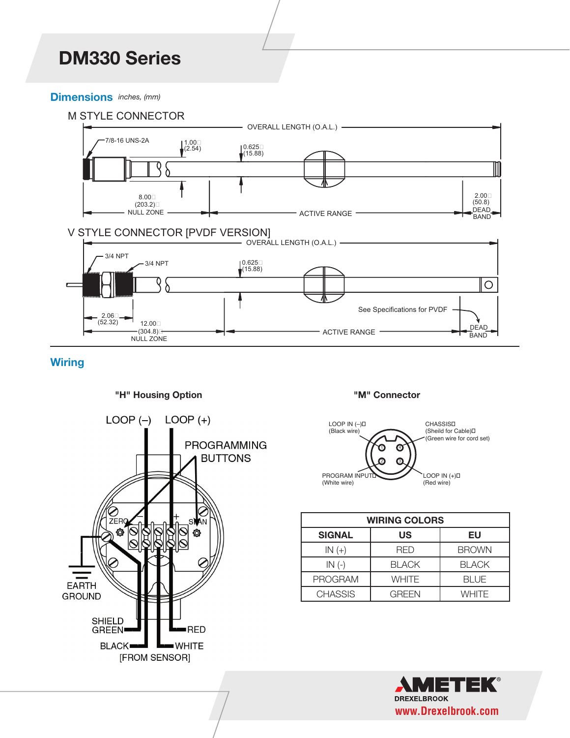# DM330 Series

## Dimensions *inches, (mm)*

M STYLE CONNECTOR

OVERALL LENGTH (O.A.L.)

7/8-16 UNS-2A

1.00 (2.54)

0.625 (15.88)

8.00 (203.2) NULL ZONE

ACTIVE RANGE

2.00 (50.8) DEAD BAND

V STYLE CONNECTOR [PVDF VERSION]

OVERALL LENGTH (O.A.L.)

3/4 NPT

3/4 NPT

0.625 (15.88)

2.06 (52.32)

12.00 (304.8) NULL ZONE

ACTIVE RANGE

See Specifications for PVDF

DEAD BAND

## Wiring

### "H" Housing Option

LOOP (–) LOOP (+)

PROGRAMMING BUTTONS

ZERO – + SPAN

EARTH GROUND

SHIELD GREEN

RED

BLACK

WHITE

[FROM SENSOR]

### "M" Connector

LOOP IN (–) (Black wire)

CHASSIS (Sheild for Cable) (Green wire for cord set)

PROGRAM INPUT (White wire)

LOOP IN (+) (Red wire)

| WIRING COLORS | | |
|---|---|---|
| **SIGNAL** | **US** | **EU** |
| IN (+) | RED | BROWN |
| IN (-) | BLACK | BLACK |
| PROGRAM | WHITE | BLUE |
| CHASSIS | GREEN | WHITE |

AMETEK DREXELBROOK

www.Drexelbrook.com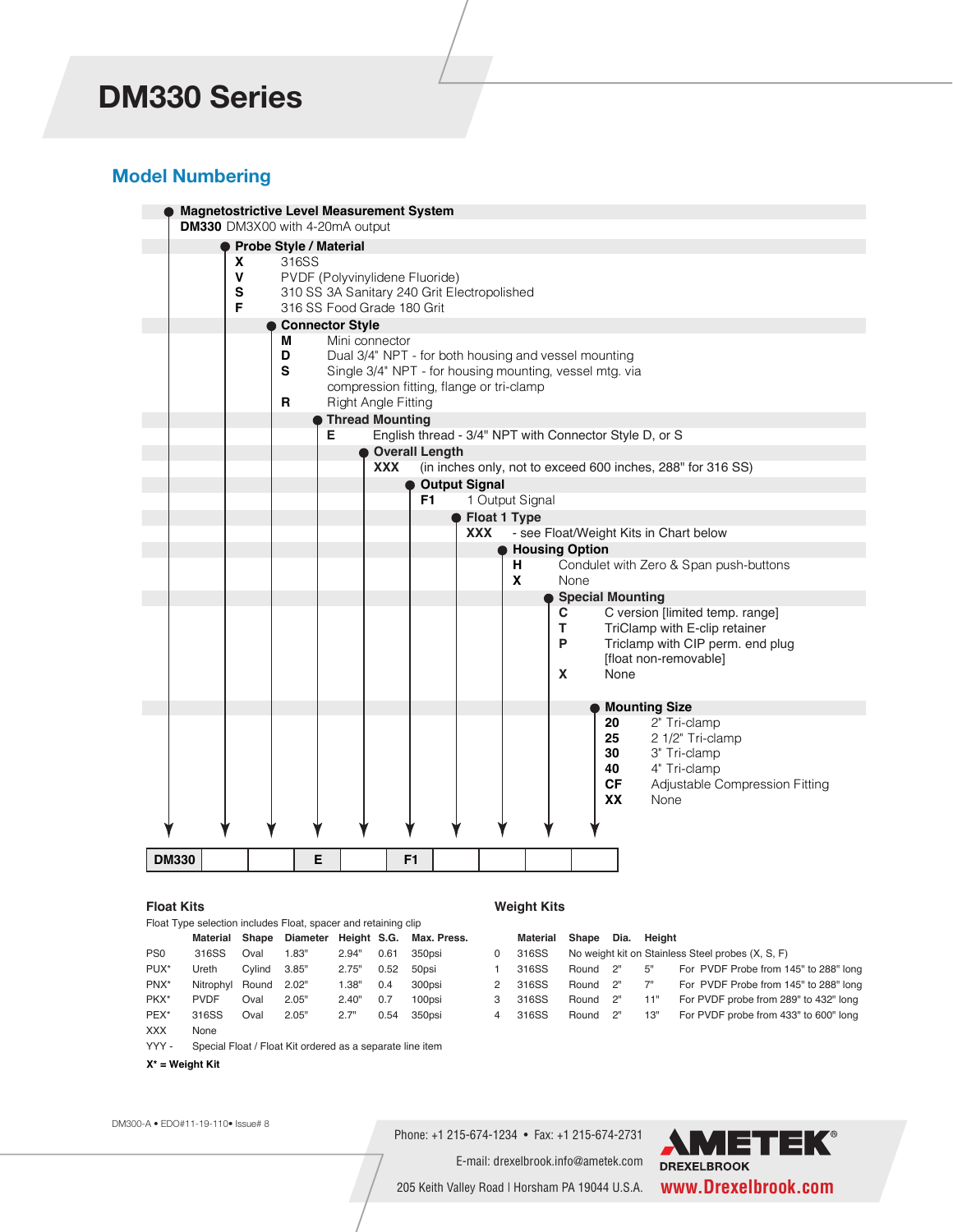# DM330 Series

## Model Numbering

- **Magnetostrictive Level Measurement System**
  **DM330** DM3X00 with 4-20mA output
- **Probe Style / Material**
  - **X** 316SS
  - **V** PVDF (Polyvinylidene Fluoride)
  - **S** 310 SS 3A Sanitary 240 Grit Electropolished
  - **F** 316 SS Food Grade 180 Grit
- **Connector Style**
  - **M** Mini connector
  - **D** Dual 3/4" NPT - for both housing and vessel mounting
  - **S** Single 3/4" NPT - for housing mounting, vessel mtg. via compression fitting, flange or tri-clamp
  - **R** Right Angle Fitting
- **Thread Mounting**
  - **E** English thread - 3/4" NPT with Connector Style D, or S
- **Overall Length**
  - **XXX** (in inches only, not to exceed 600 inches, 288" for 316 SS)
- **Output Signal**
  - **F1** 1 Output Signal
- **Float 1 Type**
  - **XXX** - see Float/Weight Kits in Chart below
- **Housing Option**
  - **H** Condulet with Zero & Span push-buttons
  - **X** None
- **Special Mounting**
  - **C** C version [limited temp. range]
  - **T** TriClamp with E-clip retainer
  - **P** Triclamp with CIP perm. end plug [float non-removable]
  - **X** None
- **Mounting Size**
  - **20** 2" Tri-clamp
  - **25** 2 1/2" Tri-clamp
  - **30** 3" Tri-clamp
  - **40** 4" Tri-clamp
  - **CF** Adjustable Compression Fitting
  - **XX** None

| DM330 | | | E | | F1 | | | | |
|---|---|---|---|---|---|---|---|---|---|

### Float Kits

Float Type selection includes Float, spacer and retaining clip

| | Material | Shape | Diameter | Height | S.G. | Max. Press. |
|---|---|---|---|---|---|---|
| PS0 | 316SS | Oval | 1.83" | 2.94" | 0.61 | 350psi |
| PUX* | Ureth | Cylind | 3.85" | 2.75" | 0.52 | 50psi |
| PNX* | Nitrophyl | Round | 2.02" | 1.38" | 0.4 | 300psi |
| PKX* | PVDF | Oval | 2.05" | 2.40" | 0.7 | 100psi |
| PEX* | 316SS | Oval | 2.05" | 2.7" | 0.54 | 350psi |
| XXX | None | | | | | |
| YYY - | Special Float / Float Kit ordered as a separate line item | | | | | |

**X* = Weight Kit**

### Weight Kits

| | Material | Shape | Dia. | Height | |
|---|---|---|---|---|---|
| 0 | 316SS | No weight kit on Stainless Steel probes (X, S, F) | | | |
| 1 | 316SS | Round | 2" | 5" | For PVDF Probe from 145" to 288" long |
| 2 | 316SS | Round | 2" | 7" | For PVDF Probe from 145" to 288" long |
| 3 | 316SS | Round | 2" | 11" | For PVDF probe from 289" to 432" long |
| 4 | 316SS | Round | 2" | 13" | For PVDF probe from 433" to 600" long |

DM300-A • EDO#11-19-110• Issue# 8

Phone: +1 215-674-1234 • Fax: +1 215-674-2731
E-mail: drexelbrook.info@ametek.com
205 Keith Valley Road | Horsham PA 19044 U.S.A.

AMETEK® DREXELBROOK
www.Drexelbrook.com